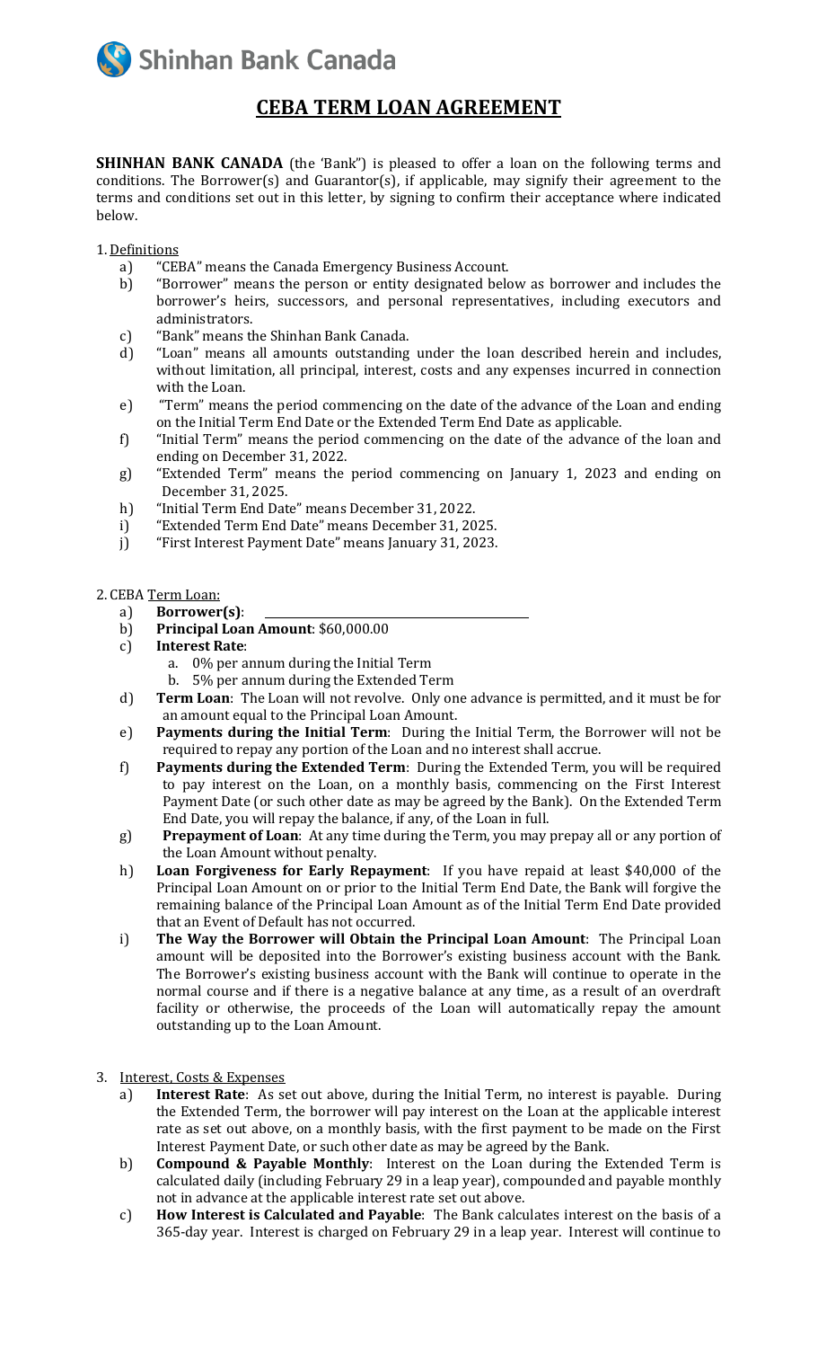Shinhan Bank Canada

# CEBA TERM LOAN AGREEMENT

**SHINHAN BANK CANADA** (the 'Bank") is pleased to offer a loan on the following terms and conditions. The Borrower(s) and Guarantor(s), if applicable, may signify their agreement to the terms and conditions set out in this letter, by signing to confirm their acceptance where indicated below.

1. Definitions
   a) "CEBA" means the Canada Emergency Business Account.
   b) "Borrower" means the person or entity designated below as borrower and includes the borrower's heirs, successors, and personal representatives, including executors and administrators.
   c) "Bank" means the Shinhan Bank Canada.
   d) "Loan" means all amounts outstanding under the loan described herein and includes, without limitation, all principal, interest, costs and any expenses incurred in connection with the Loan.
   e) "Term" means the period commencing on the date of the advance of the Loan and ending on the Initial Term End Date or the Extended Term End Date as applicable.
   f) "Initial Term" means the period commencing on the date of the advance of the loan and ending on December 31, 2022.
   g) "Extended Term" means the period commencing on January 1, 2023 and ending on December 31, 2025.
   h) "Initial Term End Date" means December 31, 2022.
   i) "Extended Term End Date" means December 31, 2025.
   j) "First Interest Payment Date" means January 31, 2023.

2. CEBA Term Loan:
   a) **Borrower(s)**: \_\_\_\_\_\_\_\_\_\_\_\_\_\_\_\_\_\_\_\_\_\_\_\_\_\_\_\_\_\_\_\_\_\_\_\_
   b) **Principal Loan Amount**: $60,000.00
   c) **Interest Rate**:
      a. 0% per annum during the Initial Term
      b. 5% per annum during the Extended Term
   d) **Term Loan**: The Loan will not revolve. Only one advance is permitted, and it must be for an amount equal to the Principal Loan Amount.
   e) **Payments during the Initial Term**: During the Initial Term, the Borrower will not be required to repay any portion of the Loan and no interest shall accrue.
   f) **Payments during the Extended Term**: During the Extended Term, you will be required to pay interest on the Loan, on a monthly basis, commencing on the First Interest Payment Date (or such other date as may be agreed by the Bank). On the Extended Term End Date, you will repay the balance, if any, of the Loan in full.
   g) **Prepayment of Loan**: At any time during the Term, you may prepay all or any portion of the Loan Amount without penalty.
   h) **Loan Forgiveness for Early Repayment**: If you have repaid at least $40,000 of the Principal Loan Amount on or prior to the Initial Term End Date, the Bank will forgive the remaining balance of the Principal Loan Amount as of the Initial Term End Date provided that an Event of Default has not occurred.
   i) **The Way the Borrower will Obtain the Principal Loan Amount**: The Principal Loan amount will be deposited into the Borrower's existing business account with the Bank. The Borrower's existing business account with the Bank will continue to operate in the normal course and if there is a negative balance at any time, as a result of an overdraft facility or otherwise, the proceeds of the Loan will automatically repay the amount outstanding up to the Loan Amount.

3. Interest, Costs & Expenses
   a) **Interest Rate**: As set out above, during the Initial Term, no interest is payable. During the Extended Term, the borrower will pay interest on the Loan at the applicable interest rate as set out above, on a monthly basis, with the first payment to be made on the First Interest Payment Date, or such other date as may be agreed by the Bank.
   b) **Compound & Payable Monthly**: Interest on the Loan during the Extended Term is calculated daily (including February 29 in a leap year), compounded and payable monthly not in advance at the applicable interest rate set out above.
   c) **How Interest is Calculated and Payable**: The Bank calculates interest on the basis of a 365-day year. Interest is charged on February 29 in a leap year. Interest will continue to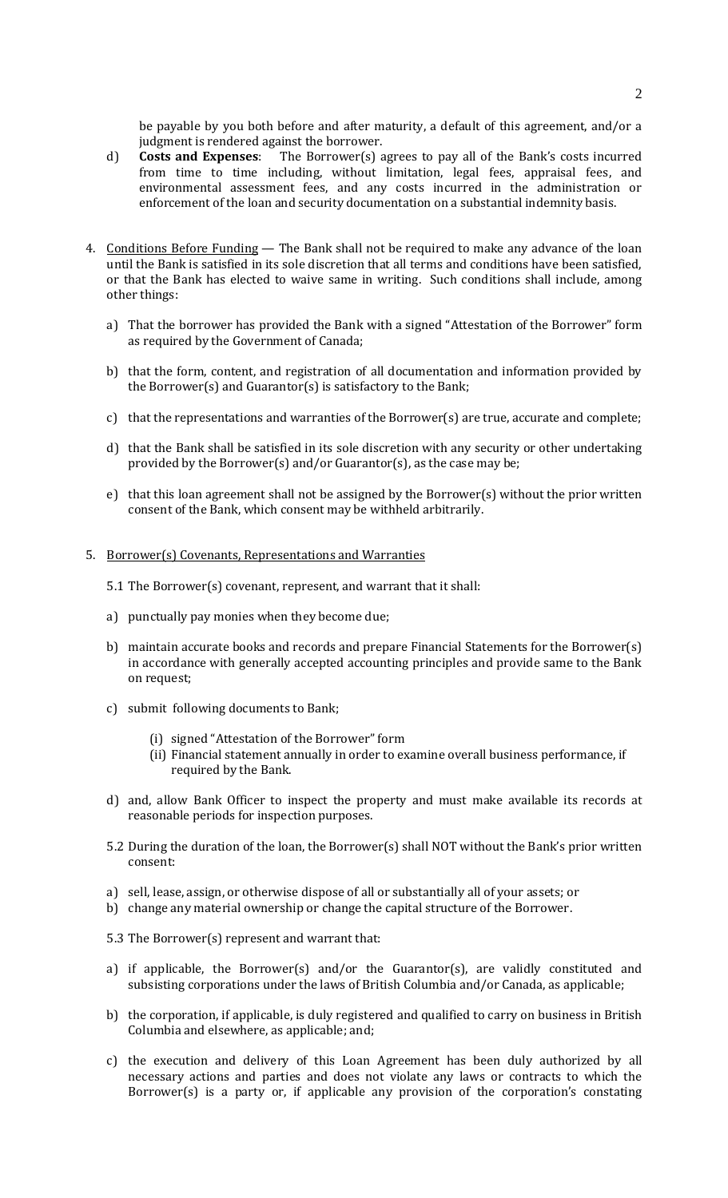be payable by you both before and after maturity, a default of this agreement, and/or a judgment is rendered against the borrower.

d) **Costs and Expenses**: The Borrower(s) agrees to pay all of the Bank's costs incurred from time to time including, without limitation, legal fees, appraisal fees, and environmental assessment fees, and any costs incurred in the administration or enforcement of the loan and security documentation on a substantial indemnity basis.

4. Conditions Before Funding — The Bank shall not be required to make any advance of the loan until the Bank is satisfied in its sole discretion that all terms and conditions have been satisfied, or that the Bank has elected to waive same in writing. Such conditions shall include, among other things:

   a) That the borrower has provided the Bank with a signed "Attestation of the Borrower" form as required by the Government of Canada;

   b) that the form, content, and registration of all documentation and information provided by the Borrower(s) and Guarantor(s) is satisfactory to the Bank;

   c) that the representations and warranties of the Borrower(s) are true, accurate and complete;

   d) that the Bank shall be satisfied in its sole discretion with any security or other undertaking provided by the Borrower(s) and/or Guarantor(s), as the case may be;

   e) that this loan agreement shall not be assigned by the Borrower(s) without the prior written consent of the Bank, which consent may be withheld arbitrarily.

5. Borrower(s) Covenants, Representations and Warranties

   5.1 The Borrower(s) covenant, represent, and warrant that it shall:

   a) punctually pay monies when they become due;

   b) maintain accurate books and records and prepare Financial Statements for the Borrower(s) in accordance with generally accepted accounting principles and provide same to the Bank on request;

   c) submit following documents to Bank;

      (i) signed "Attestation of the Borrower" form
      (ii) Financial statement annually in order to examine overall business performance, if required by the Bank.

   d) and, allow Bank Officer to inspect the property and must make available its records at reasonable periods for inspection purposes.

   5.2 During the duration of the loan, the Borrower(s) shall NOT without the Bank's prior written consent:

   a) sell, lease, assign, or otherwise dispose of all or substantially all of your assets; or
   b) change any material ownership or change the capital structure of the Borrower.

   5.3 The Borrower(s) represent and warrant that:

   a) if applicable, the Borrower(s) and/or the Guarantor(s), are validly constituted and subsisting corporations under the laws of British Columbia and/or Canada, as applicable;

   b) the corporation, if applicable, is duly registered and qualified to carry on business in British Columbia and elsewhere, as applicable; and;

   c) the execution and delivery of this Loan Agreement has been duly authorized by all necessary actions and parties and does not violate any laws or contracts to which the Borrower(s) is a party or, if applicable any provision of the corporation's constating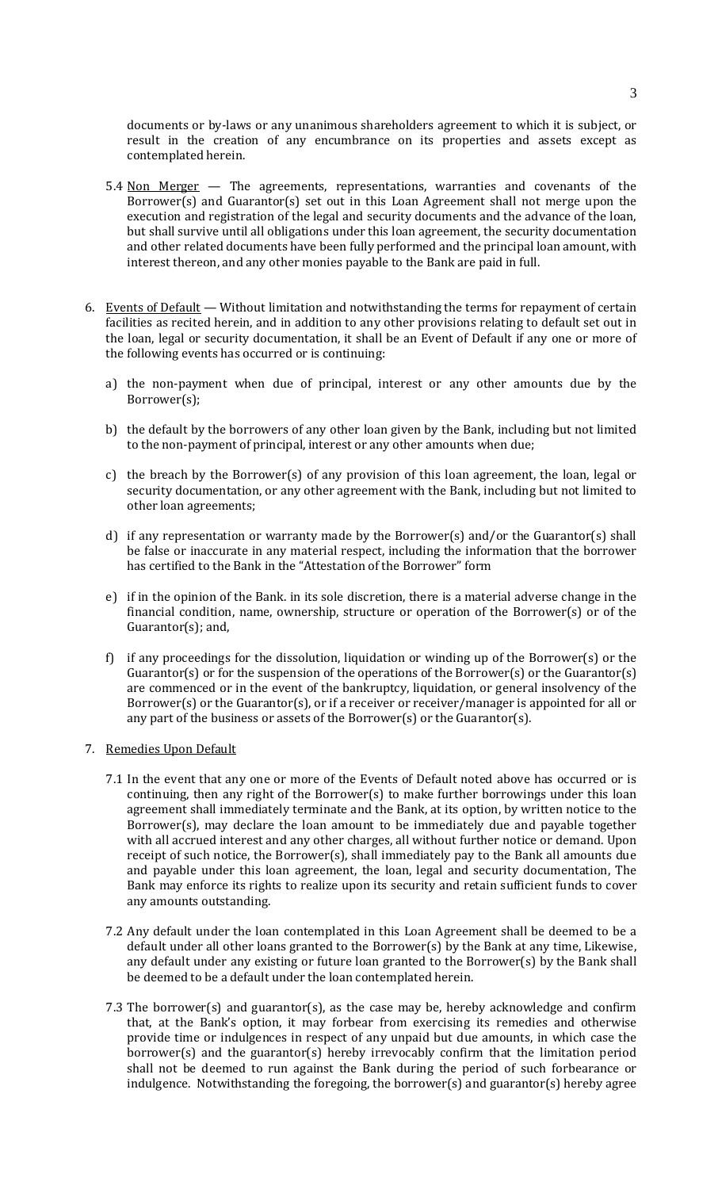documents or by-laws or any unanimous shareholders agreement to which it is subject, or result in the creation of any encumbrance on its properties and assets except as contemplated herein.

5.4 Non Merger — The agreements, representations, warranties and covenants of the Borrower(s) and Guarantor(s) set out in this Loan Agreement shall not merge upon the execution and registration of the legal and security documents and the advance of the loan, but shall survive until all obligations under this loan agreement, the security documentation and other related documents have been fully performed and the principal loan amount, with interest thereon, and any other monies payable to the Bank are paid in full.

6. Events of Default — Without limitation and notwithstanding the terms for repayment of certain facilities as recited herein, and in addition to any other provisions relating to default set out in the loan, legal or security documentation, it shall be an Event of Default if any one or more of the following events has occurred or is continuing:

   a) the non-payment when due of principal, interest or any other amounts due by the Borrower(s);

   b) the default by the borrowers of any other loan given by the Bank, including but not limited to the non-payment of principal, interest or any other amounts when due;

   c) the breach by the Borrower(s) of any provision of this loan agreement, the loan, legal or security documentation, or any other agreement with the Bank, including but not limited to other loan agreements;

   d) if any representation or warranty made by the Borrower(s) and/or the Guarantor(s) shall be false or inaccurate in any material respect, including the information that the borrower has certified to the Bank in the "Attestation of the Borrower" form

   e) if in the opinion of the Bank. in its sole discretion, there is a material adverse change in the financial condition, name, ownership, structure or operation of the Borrower(s) or of the Guarantor(s); and,

   f) if any proceedings for the dissolution, liquidation or winding up of the Borrower(s) or the Guarantor(s) or for the suspension of the operations of the Borrower(s) or the Guarantor(s) are commenced or in the event of the bankruptcy, liquidation, or general insolvency of the Borrower(s) or the Guarantor(s), or if a receiver or receiver/manager is appointed for all or any part of the business or assets of the Borrower(s) or the Guarantor(s).

7. Remedies Upon Default

7.1 In the event that any one or more of the Events of Default noted above has occurred or is continuing, then any right of the Borrower(s) to make further borrowings under this loan agreement shall immediately terminate and the Bank, at its option, by written notice to the Borrower(s), may declare the loan amount to be immediately due and payable together with all accrued interest and any other charges, all without further notice or demand. Upon receipt of such notice, the Borrower(s), shall immediately pay to the Bank all amounts due and payable under this loan agreement, the loan, legal and security documentation, The Bank may enforce its rights to realize upon its security and retain sufficient funds to cover any amounts outstanding.

7.2 Any default under the loan contemplated in this Loan Agreement shall be deemed to be a default under all other loans granted to the Borrower(s) by the Bank at any time, Likewise, any default under any existing or future loan granted to the Borrower(s) by the Bank shall be deemed to be a default under the loan contemplated herein.

7.3 The borrower(s) and guarantor(s), as the case may be, hereby acknowledge and confirm that, at the Bank's option, it may forbear from exercising its remedies and otherwise provide time or indulgences in respect of any unpaid but due amounts, in which case the borrower(s) and the guarantor(s) hereby irrevocably confirm that the limitation period shall not be deemed to run against the Bank during the period of such forbearance or indulgence. Notwithstanding the foregoing, the borrower(s) and guarantor(s) hereby agree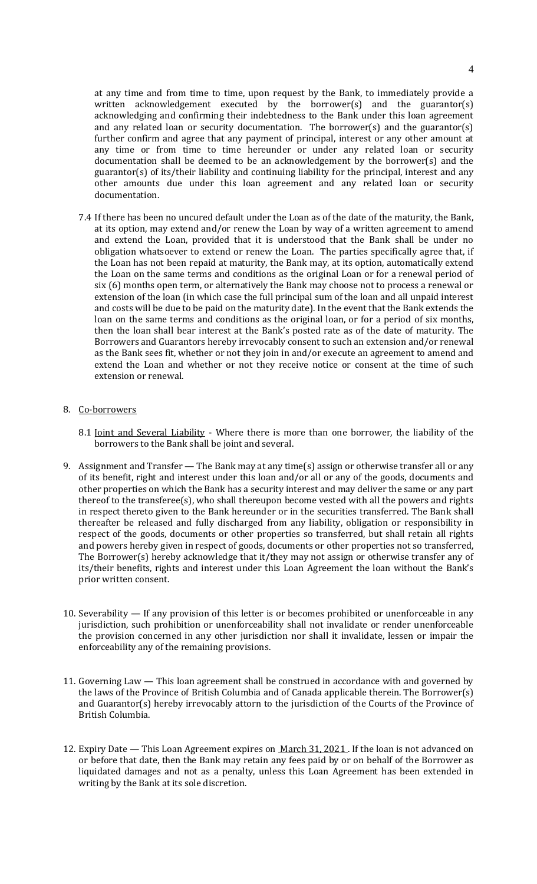at any time and from time to time, upon request by the Bank, to immediately provide a written acknowledgement executed by the borrower(s) and the guarantor(s) acknowledging and confirming their indebtedness to the Bank under this loan agreement and any related loan or security documentation. The borrower(s) and the guarantor(s) further confirm and agree that any payment of principal, interest or any other amount at any time or from time to time hereunder or under any related loan or security documentation shall be deemed to be an acknowledgement by the borrower(s) and the guarantor(s) of its/their liability and continuing liability for the principal, interest and any other amounts due under this loan agreement and any related loan or security documentation.

7.4 If there has been no uncured default under the Loan as of the date of the maturity, the Bank, at its option, may extend and/or renew the Loan by way of a written agreement to amend and extend the Loan, provided that it is understood that the Bank shall be under no obligation whatsoever to extend or renew the Loan. The parties specifically agree that, if the Loan has not been repaid at maturity, the Bank may, at its option, automatically extend the Loan on the same terms and conditions as the original Loan or for a renewal period of six (6) months open term, or alternatively the Bank may choose not to process a renewal or extension of the loan (in which case the full principal sum of the loan and all unpaid interest and costs will be due to be paid on the maturity date). In the event that the Bank extends the loan on the same terms and conditions as the original loan, or for a period of six months, then the loan shall bear interest at the Bank's posted rate as of the date of maturity. The Borrowers and Guarantors hereby irrevocably consent to such an extension and/or renewal as the Bank sees fit, whether or not they join in and/or execute an agreement to amend and extend the Loan and whether or not they receive notice or consent at the time of such extension or renewal.

8. Co-borrowers

   8.1 Joint and Several Liability - Where there is more than one borrower, the liability of the borrowers to the Bank shall be joint and several.

9. Assignment and Transfer — The Bank may at any time(s) assign or otherwise transfer all or any of its benefit, right and interest under this loan and/or all or any of the goods, documents and other properties on which the Bank has a security interest and may deliver the same or any part thereof to the transferee(s), who shall thereupon become vested with all the powers and rights in respect thereto given to the Bank hereunder or in the securities transferred. The Bank shall thereafter be released and fully discharged from any liability, obligation or responsibility in respect of the goods, documents or other properties so transferred, but shall retain all rights and powers hereby given in respect of goods, documents or other properties not so transferred, The Borrower(s) hereby acknowledge that it/they may not assign or otherwise transfer any of its/their benefits, rights and interest under this Loan Agreement the loan without the Bank's prior written consent.

10. Severability — If any provision of this letter is or becomes prohibited or unenforceable in any jurisdiction, such prohibition or unenforceability shall not invalidate or render unenforceable the provision concerned in any other jurisdiction nor shall it invalidate, lessen or impair the enforceability any of the remaining provisions.

11. Governing Law — This loan agreement shall be construed in accordance with and governed by the laws of the Province of British Columbia and of Canada applicable therein. The Borrower(s) and Guarantor(s) hereby irrevocably attorn to the jurisdiction of the Courts of the Province of British Columbia.

12. Expiry Date — This Loan Agreement expires on March 31, 2021. If the loan is not advanced on or before that date, then the Bank may retain any fees paid by or on behalf of the Borrower as liquidated damages and not as a penalty, unless this Loan Agreement has been extended in writing by the Bank at its sole discretion.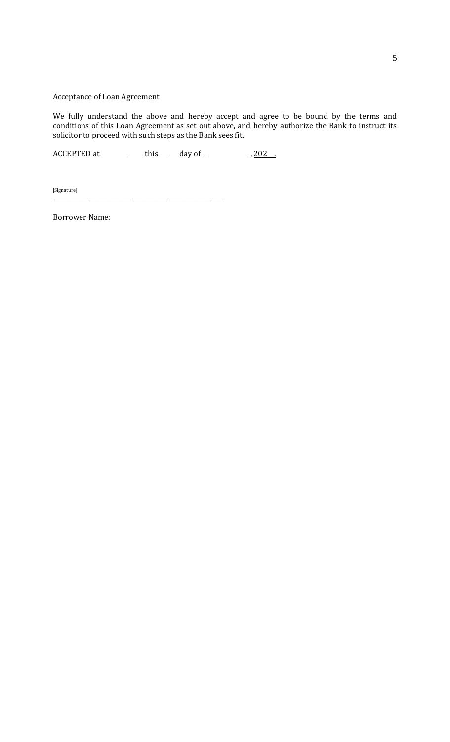Acceptance of Loan Agreement

We fully understand the above and hereby accept and agree to be bound by the terms and conditions of this Loan Agreement as set out above, and hereby authorize the Bank to instruct its solicitor to proceed with such steps as the Bank sees fit.

ACCEPTED at ____________ this _____ day of ______________, 202__.

[Signature]
_______________________________________________

Borrower Name: